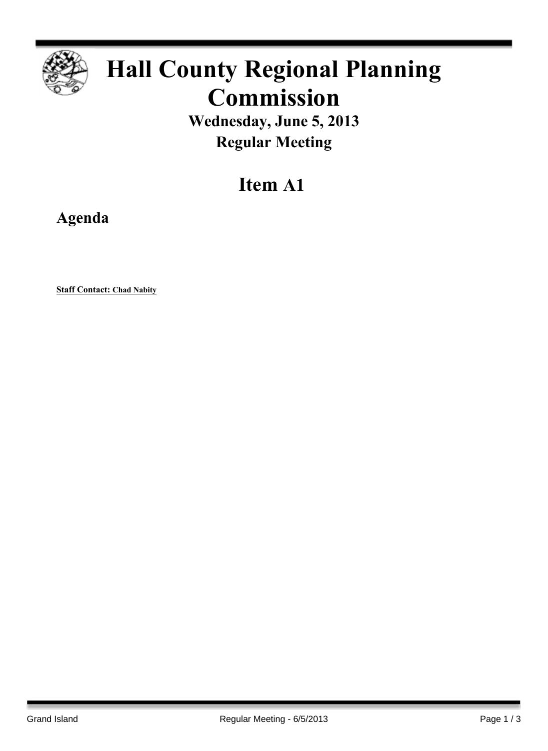# Hall County Regional Planning Commission

**Wednesday, June 5, 2013**

**Regular Meeting**

## Item A1

### Agenda

**Staff Contact: Chad Nabity**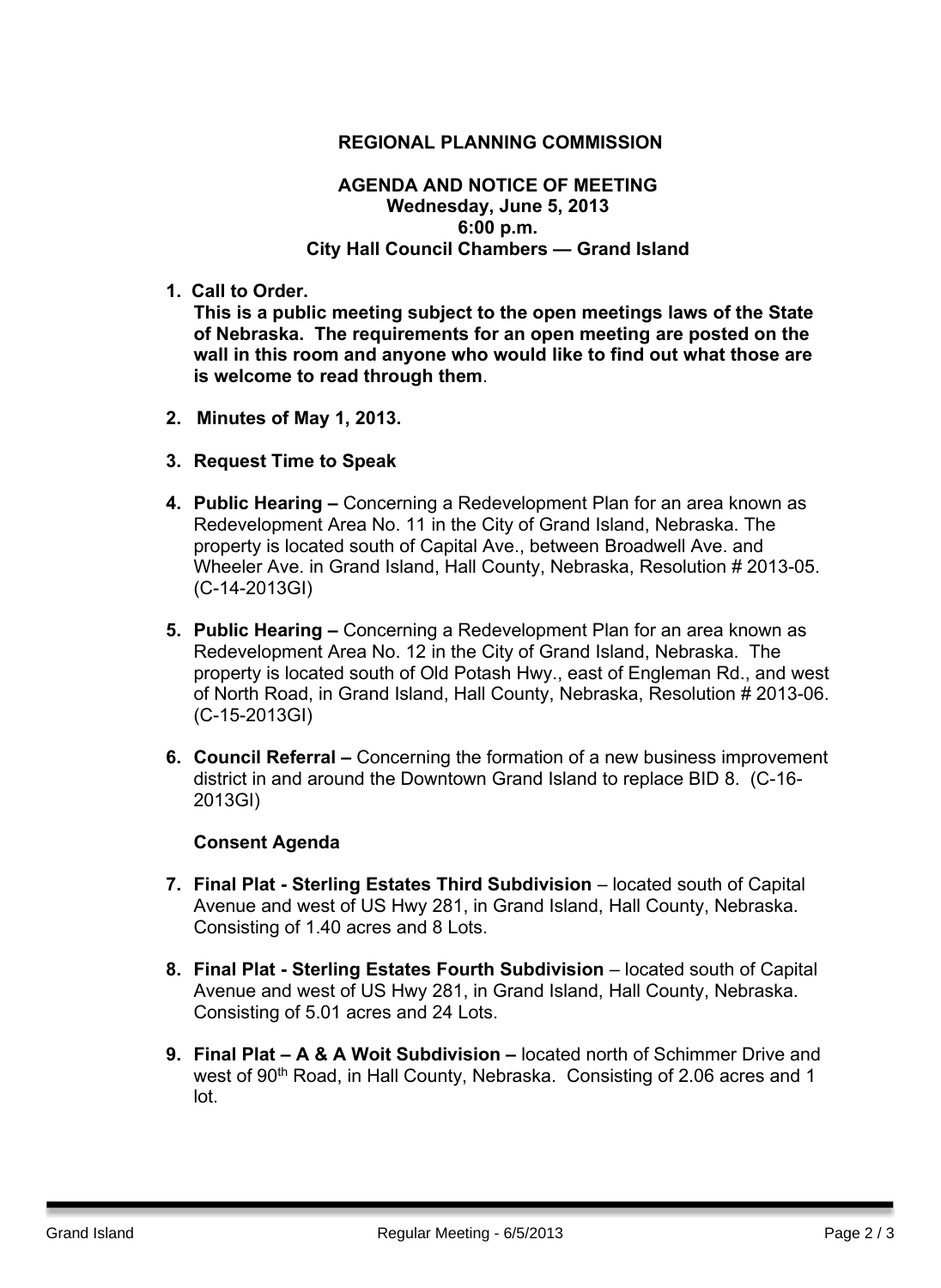**REGIONAL PLANNING COMMISSION**

**AGENDA AND NOTICE OF MEETING**
**Wednesday, June 5, 2013**
**6:00 p.m.**
**City Hall Council Chambers — Grand Island**

1. **Call to Order.**
   **This is a public meeting subject to the open meetings laws of the State of Nebraska. The requirements for an open meeting are posted on the wall in this room and anyone who would like to find out what those are is welcome to read through them**.

2. **Minutes of May 1, 2013.**

3. **Request Time to Speak**

4. **Public Hearing –** Concerning a Redevelopment Plan for an area known as Redevelopment Area No. 11 in the City of Grand Island, Nebraska. The property is located south of Capital Ave., between Broadwell Ave. and Wheeler Ave. in Grand Island, Hall County, Nebraska, Resolution # 2013-05. (C-14-2013GI)

5. **Public Hearing –** Concerning a Redevelopment Plan for an area known as Redevelopment Area No. 12 in the City of Grand Island, Nebraska. The property is located south of Old Potash Hwy., east of Engleman Rd., and west of North Road, in Grand Island, Hall County, Nebraska, Resolution # 2013-06. (C-15-2013GI)

6. **Council Referral –** Concerning the formation of a new business improvement district in and around the Downtown Grand Island to replace BID 8. (C-16-2013GI)

   **Consent Agenda**

7. **Final Plat - Sterling Estates Third Subdivision** – located south of Capital Avenue and west of US Hwy 281, in Grand Island, Hall County, Nebraska. Consisting of 1.40 acres and 8 Lots.

8. **Final Plat - Sterling Estates Fourth Subdivision** – located south of Capital Avenue and west of US Hwy 281, in Grand Island, Hall County, Nebraska. Consisting of 5.01 acres and 24 Lots.

9. **Final Plat – A & A Woit Subdivision –** located north of Schimmer Drive and west of 90th Road, in Hall County, Nebraska. Consisting of 2.06 acres and 1 lot.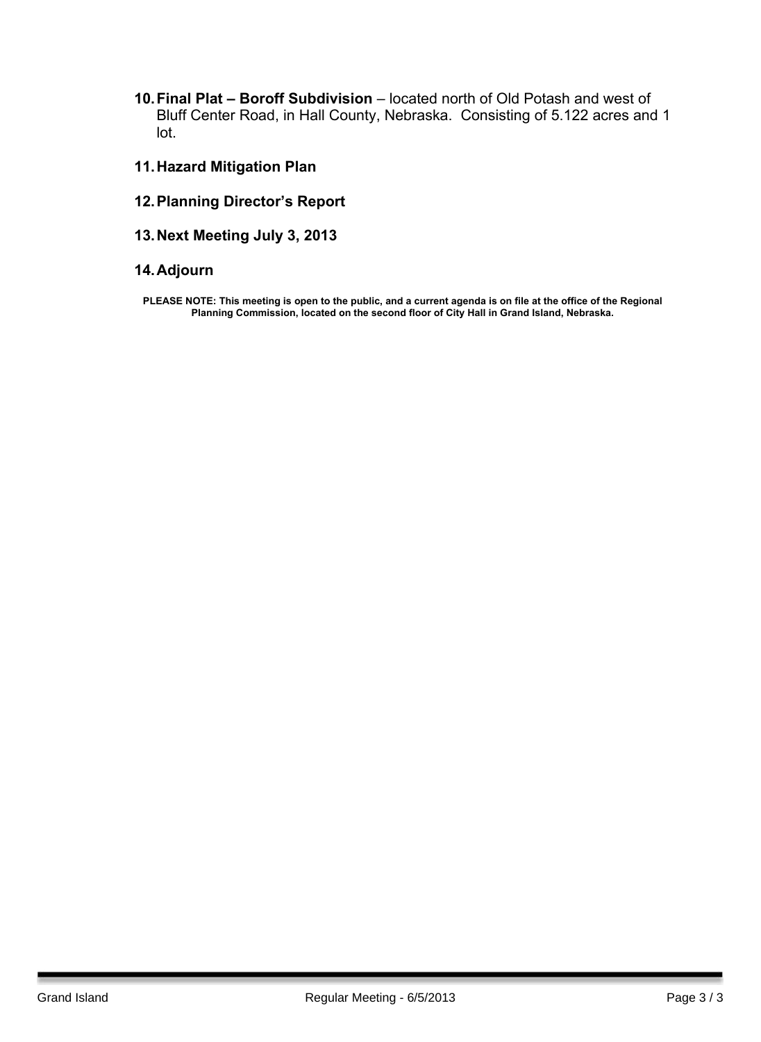10. **Final Plat – Boroff Subdivision** – located north of Old Potash and west of Bluff Center Road, in Hall County, Nebraska.  Consisting of 5.122 acres and 1 lot.

11. **Hazard Mitigation Plan**

12. **Planning Director's Report**

13. **Next Meeting July 3, 2013**

14. **Adjourn**

**PLEASE NOTE: This meeting is open to the public, and a current agenda is on file at the office of the Regional Planning Commission, located on the second floor of City Hall in Grand Island, Nebraska.**